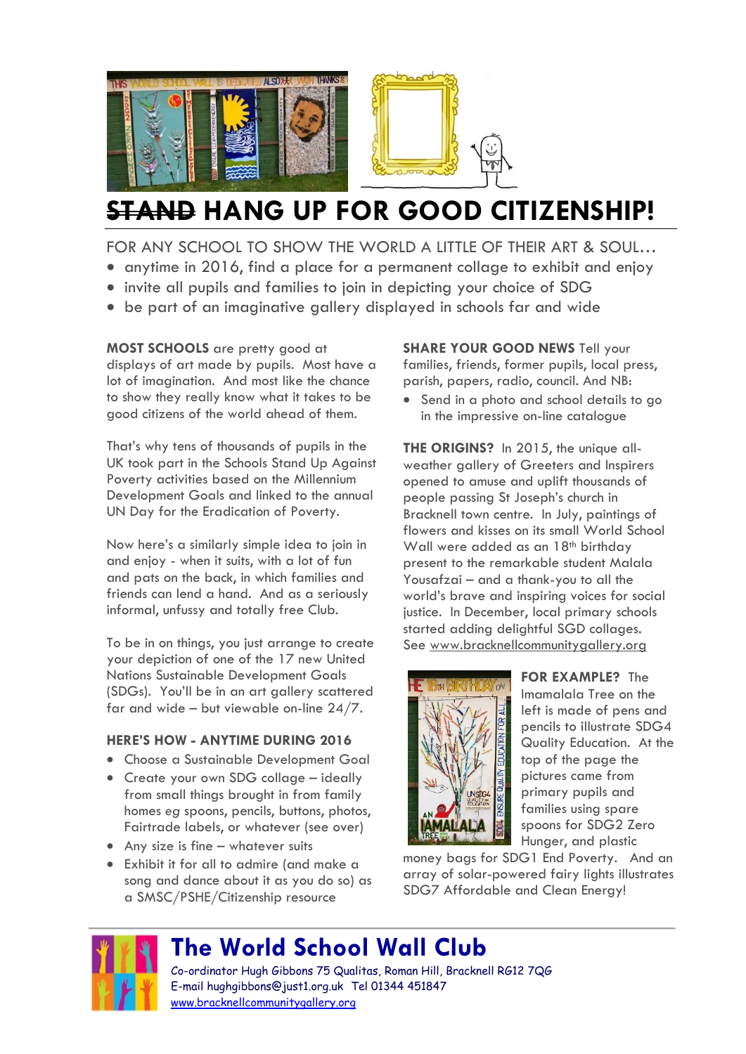# ~~STAND~~ HANG UP FOR GOOD CITIZENSHIP!

FOR ANY SCHOOL TO SHOW THE WORLD A LITTLE OF THEIR ART & SOUL…

- anytime in 2016, find a place for a permanent collage to exhibit and enjoy
- invite all pupils and families to join in depicting your choice of SDG
- be part of an imaginative gallery displayed in schools far and wide

**MOST SCHOOLS** are pretty good at displays of art made by pupils. Most have a lot of imagination. And most like the chance to show they really know what it takes to be good citizens of the world ahead of them.

That's why tens of thousands of pupils in the UK took part in the Schools Stand Up Against Poverty activities based on the Millennium Development Goals and linked to the annual UN Day for the Eradication of Poverty.

Now here's a similarly simple idea to join in and enjoy - when it suits, with a lot of fun and pats on the back, in which families and friends can lend a hand. And as a seriously informal, unfussy and totally free Club.

To be in on things, you just arrange to create your depiction of one of the 17 new United Nations Sustainable Development Goals (SDGs). You'll be in an art gallery scattered far and wide – but viewable on-line 24/7.

**HERE'S HOW - ANYTIME DURING 2016**

- Choose a Sustainable Development Goal
- Create your own SDG collage – ideally from small things brought in from family homes eg spoons, pencils, buttons, photos, Fairtrade labels, or whatever (see over)
- Any size is fine – whatever suits
- Exhibit it for all to admire (and make a song and dance about it as you do so) as a SMSC/PSHE/Citizenship resource

**SHARE YOUR GOOD NEWS** Tell your families, friends, former pupils, local press, parish, papers, radio, council. And NB:

- Send in a photo and school details to go in the impressive on-line catalogue

**THE ORIGINS?** In 2015, the unique all-weather gallery of Greeters and Inspirers opened to amuse and uplift thousands of people passing St Joseph's church in Bracknell town centre. In July, paintings of flowers and kisses on its small World School Wall were added as an 18th birthday present to the remarkable student Malala Yousafzai – and a thank-you to all the world's brave and inspiring voices for social justice. In December, local primary schools started adding delightful SGD collages. See www.bracknellcommunitygallery.org

**FOR EXAMPLE?** The Imamalala Tree on the left is made of pens and pencils to illustrate SDG4 Quality Education. At the top of the page the pictures came from primary pupils and families using spare spoons for SDG2 Zero Hunger, and plastic money bags for SDG1 End Poverty. And an array of solar-powered fairy lights illustrates SDG7 Affordable and Clean Energy!

## The World School Wall Club

Co-ordinator Hugh Gibbons 75 Qualitas, Roman Hill, Bracknell RG12 7QG
E-mail hughgibbons@just1.org.uk Tel 01344 451847
www.bracknellcommunitygallery.org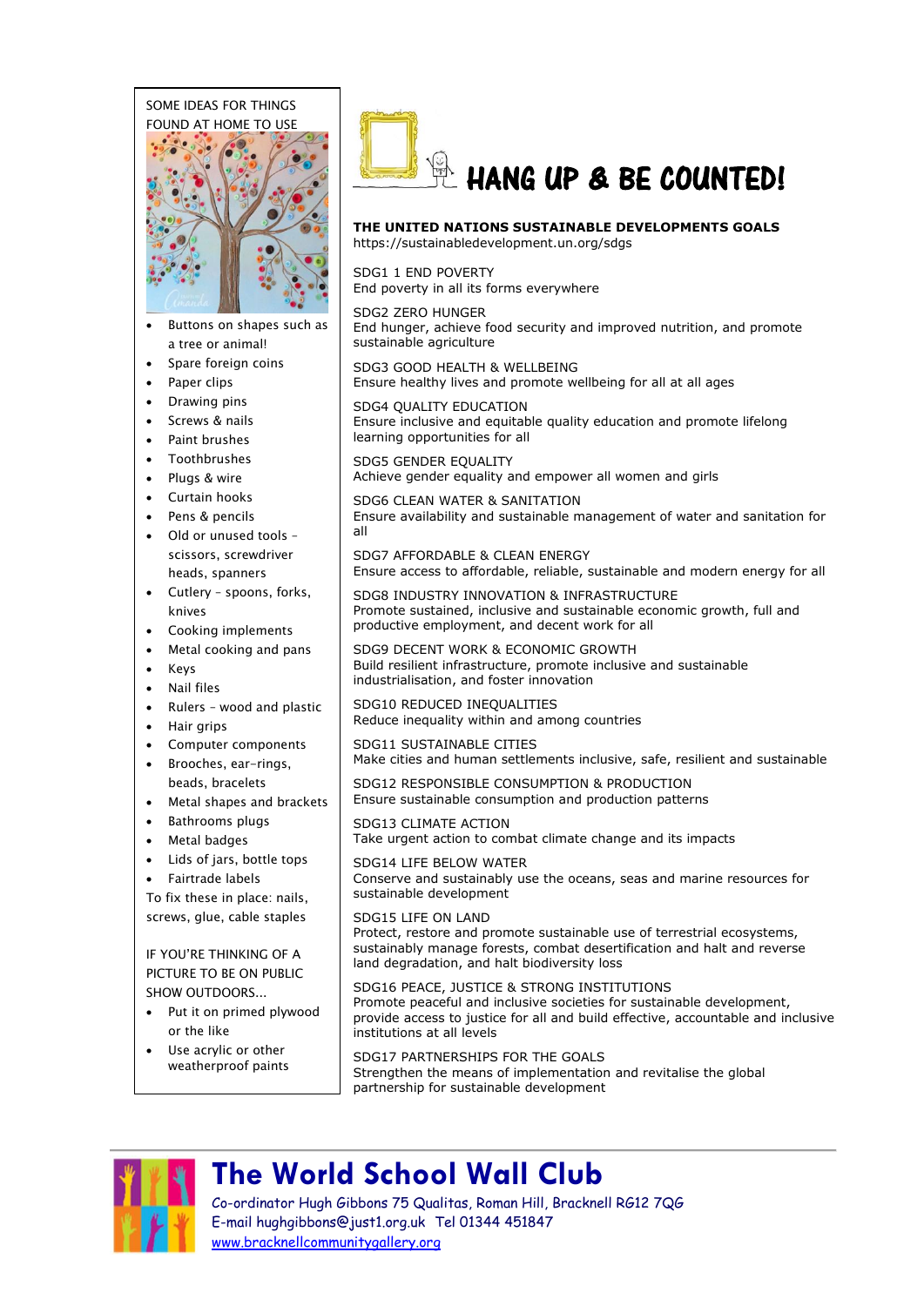SOME IDEAS FOR THINGS FOUND AT HOME TO USE

- Buttons on shapes such as a tree or animal!
- Spare foreign coins
- Paper clips
- Drawing pins
- Screws & nails
- Paint brushes
- Toothbrushes
- Plugs & wire
- Curtain hooks
- Pens & pencils
- Old or unused tools – scissors, screwdriver heads, spanners
- Cutlery – spoons, forks, knives
- Cooking implements
- Metal cooking and pans
- Keys
- Nail files
- Rulers – wood and plastic
- Hair grips
- Computer components
- Brooches, ear-rings, beads, bracelets
- Metal shapes and brackets
- Bathrooms plugs
- Metal badges
- Lids of jars, bottle tops
- Fairtrade labels

To fix these in place: nails, screws, glue, cable staples

IF YOU'RE THINKING OF A PICTURE TO BE ON PUBLIC SHOW OUTDOORS...

- Put it on primed plywood or the like
- Use acrylic or other weatherproof paints

# HANG UP & BE COUNTED!

**THE UNITED NATIONS SUSTAINABLE DEVELOPMENTS GOALS**
https://sustainabledevelopment.un.org/sdgs

SDG1 1 END POVERTY
End poverty in all its forms everywhere

SDG2 ZERO HUNGER
End hunger, achieve food security and improved nutrition, and promote sustainable agriculture

SDG3 GOOD HEALTH & WELLBEING
Ensure healthy lives and promote wellbeing for all at all ages

SDG4 QUALITY EDUCATION
Ensure inclusive and equitable quality education and promote lifelong learning opportunities for all

SDG5 GENDER EQUALITY
Achieve gender equality and empower all women and girls

SDG6 CLEAN WATER & SANITATION
Ensure availability and sustainable management of water and sanitation for all

SDG7 AFFORDABLE & CLEAN ENERGY
Ensure access to affordable, reliable, sustainable and modern energy for all

SDG8 INDUSTRY INNOVATION & INFRASTRUCTURE
Promote sustained, inclusive and sustainable economic growth, full and productive employment, and decent work for all

SDG9 DECENT WORK & ECONOMIC GROWTH
Build resilient infrastructure, promote inclusive and sustainable industrialisation, and foster innovation

SDG10 REDUCED INEQUALITIES
Reduce inequality within and among countries

SDG11 SUSTAINABLE CITIES
Make cities and human settlements inclusive, safe, resilient and sustainable

SDG12 RESPONSIBLE CONSUMPTION & PRODUCTION
Ensure sustainable consumption and production patterns

SDG13 CLIMATE ACTION
Take urgent action to combat climate change and its impacts

SDG14 LIFE BELOW WATER
Conserve and sustainably use the oceans, seas and marine resources for sustainable development

SDG15 LIFE ON LAND
Protect, restore and promote sustainable use of terrestrial ecosystems, sustainably manage forests, combat desertification and halt and reverse land degradation, and halt biodiversity loss

SDG16 PEACE, JUSTICE & STRONG INSTITUTIONS
Promote peaceful and inclusive societies for sustainable development, provide access to justice for all and build effective, accountable and inclusive institutions at all levels

SDG17 PARTNERSHIPS FOR THE GOALS
Strengthen the means of implementation and revitalise the global partnership for sustainable development

## The World School Wall Club

Co-ordinator Hugh Gibbons 75 Qualitas, Roman Hill, Bracknell RG12 7QG
E-mail hughgibbons@just1.org.uk Tel 01344 451847
www.bracknellcommunitygallery.org